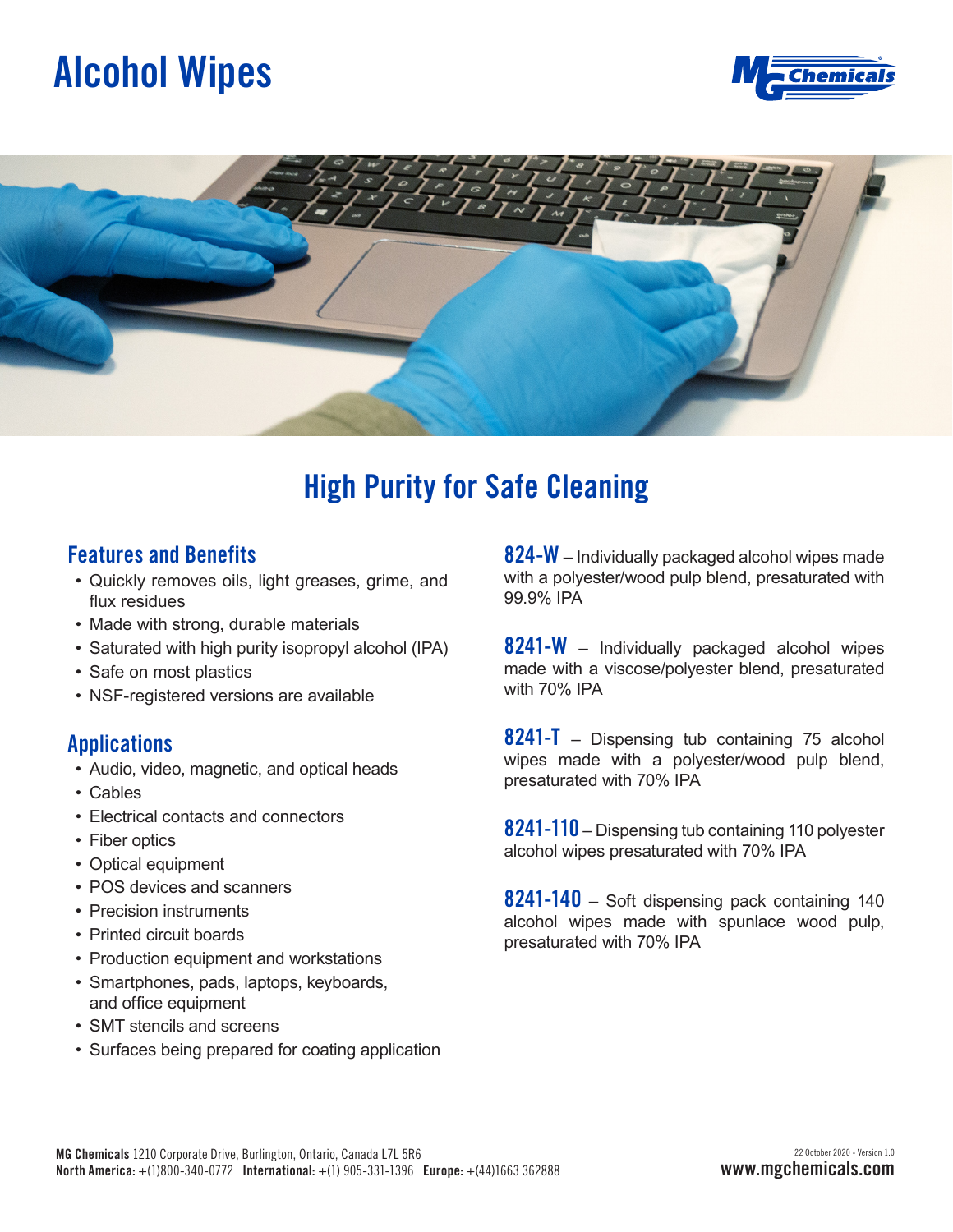# Alcohol Wipes

## High Purity for Safe Cleaning

### Features and Benefits

- Quickly removes oils, light greases, grime, and flux residues
- Made with strong, durable materials
- Saturated with high purity isopropyl alcohol (IPA)
- Safe on most plastics
- NSF-registered versions are available

### Applications

- Audio, video, magnetic, and optical heads
- Cables
- Electrical contacts and connectors
- Fiber optics
- Optical equipment
- POS devices and scanners
- Precision instruments
- Printed circuit boards
- Production equipment and workstations
- Smartphones, pads, laptops, keyboards, and office equipment
- SMT stencils and screens
- Surfaces being prepared for coating application

**824-W** – Individually packaged alcohol wipes made with a polyester/wood pulp blend, presaturated with 99.9% IPA

**8241-W** – Individually packaged alcohol wipes made with a viscose/polyester blend, presaturated with 70% IPA

**8241-T** – Dispensing tub containing 75 alcohol wipes made with a polyester/wood pulp blend, presaturated with 70% IPA

**8241-110** – Dispensing tub containing 110 polyester alcohol wipes presaturated with 70% IPA

**8241-140** – Soft dispensing pack containing 140 alcohol wipes made with spunlace wood pulp, presaturated with 70% IPA

**MG Chemicals** 1210 Corporate Drive, Burlington, Ontario, Canada L7L 5R6
**North America:** +(1)800-340-0772 **International:** +(1) 905-331-1396 **Europe:** +(44)1663 362888

22 October 2020 - Version 1.0
**www.mgchemicals.com**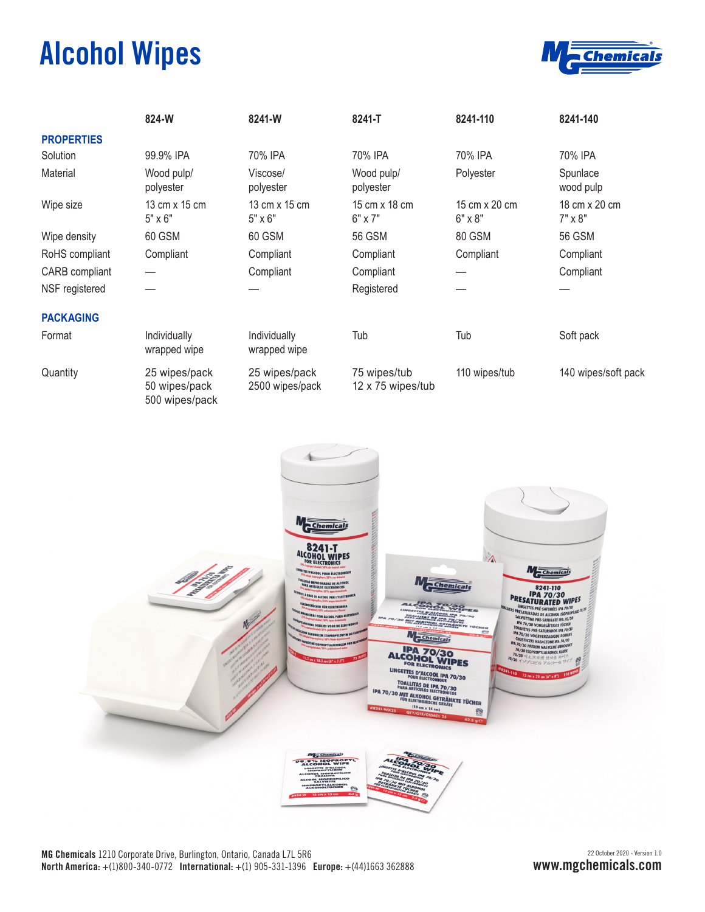# Alcohol Wipes

| | 824-W | 8241-W | 8241-T | 8241-110 | 8241-140 |
|---|---|---|---|---|---|
| **PROPERTIES** | | | | | |
| Solution | 99.9% IPA | 70% IPA | 70% IPA | 70% IPA | 70% IPA |
| Material | Wood pulp/ polyester | Viscose/ polyester | Wood pulp/ polyester | Polyester | Spunlace wood pulp |
| Wipe size | 13 cm x 15 cm 5" x 6" | 13 cm x 15 cm 5" x 6" | 15 cm x 18 cm 6" x 7" | 15 cm x 20 cm 6" x 8" | 18 cm x 20 cm 7" x 8" |
| Wipe density | 60 GSM | 60 GSM | 56 GSM | 80 GSM | 56 GSM |
| RoHS compliant | Compliant | Compliant | Compliant | Compliant | Compliant |
| CARB compliant | — | Compliant | Compliant | — | Compliant |
| NSF registered | — | — | Registered | — | — |
| **PACKAGING** | | | | | |
| Format | Individually wrapped wipe | Individually wrapped wipe | Tub | Tub | Soft pack |
| Quantity | 25 wipes/pack 50 wipes/pack 500 wipes/pack | 25 wipes/pack 2500 wipes/pack | 75 wipes/tub 12 x 75 wipes/tub | 110 wipes/tub | 140 wipes/soft pack |

**MG Chemicals** 1210 Corporate Drive, Burlington, Ontario, Canada L7L 5R6
**North America:** +(1)800-340-0772 **International:** +(1) 905-331-1396 **Europe:** +(44)1663 362888

22 October 2020 - Version 1.0
**www.mgchemicals.com**